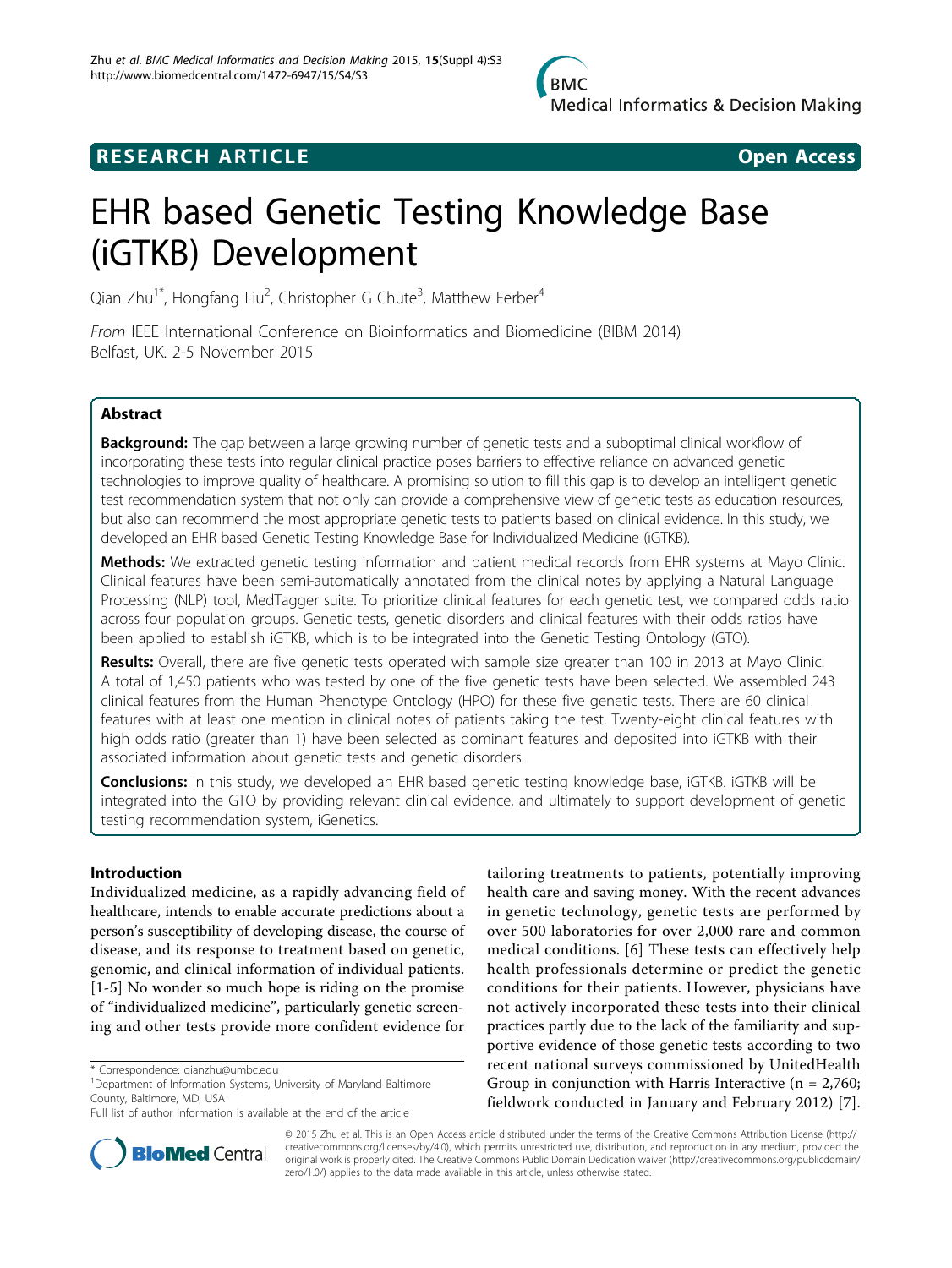**RESEARCH ARTICLE** **Open Access**

# EHR based Genetic Testing Knowledge Base (iGTKB) Development

Qian Zhu[1*], Hongfang Liu[2], Christopher G Chute[3], Matthew Ferber[4]

*From* IEEE International Conference on Bioinformatics and Biomedicine (BIBM 2014)
Belfast, UK. 2-5 November 2015

## Abstract

**Background:** The gap between a large growing number of genetic tests and a suboptimal clinical workflow of incorporating these tests into regular clinical practice poses barriers to effective reliance on advanced genetic technologies to improve quality of healthcare. A promising solution to fill this gap is to develop an intelligent genetic test recommendation system that not only can provide a comprehensive view of genetic tests as education resources, but also can recommend the most appropriate genetic tests to patients based on clinical evidence. In this study, we developed an EHR based Genetic Testing Knowledge Base for Individualized Medicine (iGTKB).

**Methods:** We extracted genetic testing information and patient medical records from EHR systems at Mayo Clinic. Clinical features have been semi-automatically annotated from the clinical notes by applying a Natural Language Processing (NLP) tool, MedTagger suite. To prioritize clinical features for each genetic test, we compared odds ratio across four population groups. Genetic tests, genetic disorders and clinical features with their odds ratios have been applied to establish iGTKB, which is to be integrated into the Genetic Testing Ontology (GTO).

**Results:** Overall, there are five genetic tests operated with sample size greater than 100 in 2013 at Mayo Clinic. A total of 1,450 patients who was tested by one of the five genetic tests have been selected. We assembled 243 clinical features from the Human Phenotype Ontology (HPO) for these five genetic tests. There are 60 clinical features with at least one mention in clinical notes of patients taking the test. Twenty-eight clinical features with high odds ratio (greater than 1) have been selected as dominant features and deposited into iGTKB with their associated information about genetic tests and genetic disorders.

**Conclusions:** In this study, we developed an EHR based genetic testing knowledge base, iGTKB. iGTKB will be integrated into the GTO by providing relevant clinical evidence, and ultimately to support development of genetic testing recommendation system, iGenetics.

## Introduction

Individualized medicine, as a rapidly advancing field of healthcare, intends to enable accurate predictions about a person's susceptibility of developing disease, the course of disease, and its response to treatment based on genetic, genomic, and clinical information of individual patients. [1-5] No wonder so much hope is riding on the promise of "individualized medicine", particularly genetic screening and other tests provide more confident evidence for tailoring treatments to patients, potentially improving health care and saving money. With the recent advances in genetic technology, genetic tests are performed by over 500 laboratories for over 2,000 rare and common medical conditions. [6] These tests can effectively help health professionals determine or predict the genetic conditions for their patients. However, physicians have not actively incorporated these tests into their clinical practices partly due to the lack of the familiarity and supportive evidence of those genetic tests according to two recent national surveys commissioned by UnitedHealth Group in conjunction with Harris Interactive (n = 2,760; fieldwork conducted in January and February 2012) [7].

\* Correspondence: qianzhu@umbc.edu
[1]Department of Information Systems, University of Maryland Baltimore County, Baltimore, MD, USA
Full list of author information is available at the end of the article

© 2015 Zhu et al. This is an Open Access article distributed under the terms of the Creative Commons Attribution License (http://creativecommons.org/licenses/by/4.0), which permits unrestricted use, distribution, and reproduction in any medium, provided the original work is properly cited. The Creative Commons Public Domain Dedication waiver (http://creativecommons.org/publicdomain/zero/1.0/) applies to the data made available in this article, unless otherwise stated.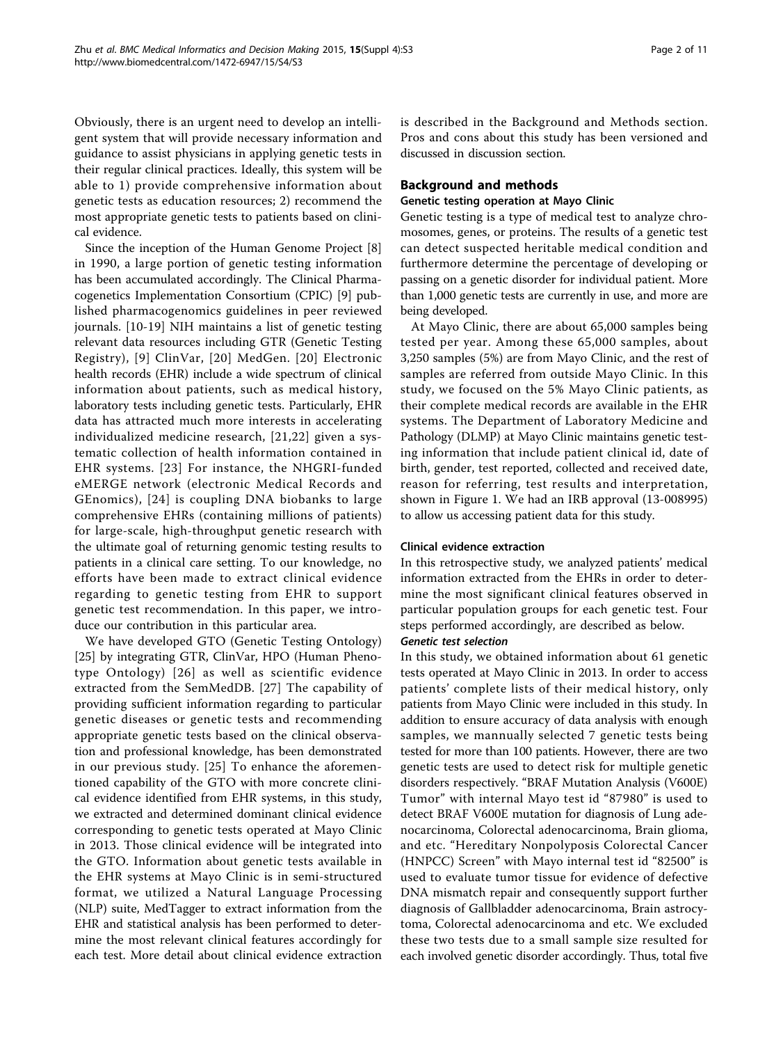Obviously, there is an urgent need to develop an intelligent system that will provide necessary information and guidance to assist physicians in applying genetic tests in their regular clinical practices. Ideally, this system will be able to 1) provide comprehensive information about genetic tests as education resources; 2) recommend the most appropriate genetic tests to patients based on clinical evidence.

Since the inception of the Human Genome Project [8] in 1990, a large portion of genetic testing information has been accumulated accordingly. The Clinical Pharmacogenetics Implementation Consortium (CPIC) [9] published pharmacogenomics guidelines in peer reviewed journals. [10-19] NIH maintains a list of genetic testing relevant data resources including GTR (Genetic Testing Registry), [9] ClinVar, [20] MedGen. [20] Electronic health records (EHR) include a wide spectrum of clinical information about patients, such as medical history, laboratory tests including genetic tests. Particularly, EHR data has attracted much more interests in accelerating individualized medicine research, [21,22] given a systematic collection of health information contained in EHR systems. [23] For instance, the NHGRI-funded eMERGE network (electronic Medical Records and GEnomics), [24] is coupling DNA biobanks to large comprehensive EHRs (containing millions of patients) for large-scale, high-throughput genetic research with the ultimate goal of returning genomic testing results to patients in a clinical care setting. To our knowledge, no efforts have been made to extract clinical evidence regarding to genetic testing from EHR to support genetic test recommendation. In this paper, we introduce our contribution in this particular area.

We have developed GTO (Genetic Testing Ontology) [25] by integrating GTR, ClinVar, HPO (Human Phenotype Ontology) [26] as well as scientific evidence extracted from the SemMedDB. [27] The capability of providing sufficient information regarding to particular genetic diseases or genetic tests and recommending appropriate genetic tests based on the clinical observation and professional knowledge, has been demonstrated in our previous study. [25] To enhance the aforementioned capability of the GTO with more concrete clinical evidence identified from EHR systems, in this study, we extracted and determined dominant clinical evidence corresponding to genetic tests operated at Mayo Clinic in 2013. Those clinical evidence will be integrated into the GTO. Information about genetic tests available in the EHR systems at Mayo Clinic is in semi-structured format, we utilized a Natural Language Processing (NLP) suite, MedTagger to extract information from the EHR and statistical analysis has been performed to determine the most relevant clinical features accordingly for each test. More detail about clinical evidence extraction is described in the Background and Methods section. Pros and cons about this study has been versioned and discussed in discussion section.

## Background and methods

### Genetic testing operation at Mayo Clinic

Genetic testing is a type of medical test to analyze chromosomes, genes, or proteins. The results of a genetic test can detect suspected heritable medical condition and furthermore determine the percentage of developing or passing on a genetic disorder for individual patient. More than 1,000 genetic tests are currently in use, and more are being developed.

At Mayo Clinic, there are about 65,000 samples being tested per year. Among these 65,000 samples, about 3,250 samples (5%) are from Mayo Clinic, and the rest of samples are referred from outside Mayo Clinic. In this study, we focused on the 5% Mayo Clinic patients, as their complete medical records are available in the EHR systems. The Department of Laboratory Medicine and Pathology (DLMP) at Mayo Clinic maintains genetic testing information that include patient clinical id, date of birth, gender, test reported, collected and received date, reason for referring, test results and interpretation, shown in Figure 1. We had an IRB approval (13-008995) to allow us accessing patient data for this study.

### Clinical evidence extraction

In this retrospective study, we analyzed patients' medical information extracted from the EHRs in order to determine the most significant clinical features observed in particular population groups for each genetic test. Four steps performed accordingly, are described as below.

#### *Genetic test selection*

In this study, we obtained information about 61 genetic tests operated at Mayo Clinic in 2013. In order to access patients' complete lists of their medical history, only patients from Mayo Clinic were included in this study. In addition to ensure accuracy of data analysis with enough samples, we mannually selected 7 genetic tests being tested for more than 100 patients. However, there are two genetic tests are used to detect risk for multiple genetic disorders respectively. "BRAF Mutation Analysis (V600E) Tumor" with internal Mayo test id "87980" is used to detect BRAF V600E mutation for diagnosis of Lung adenocarcinoma, Colorectal adenocarcinoma, Brain glioma, and etc. "Hereditary Nonpolyposis Colorectal Cancer (HNPCC) Screen" with Mayo internal test id "82500" is used to evaluate tumor tissue for evidence of defective DNA mismatch repair and consequently support further diagnosis of Gallbladder adenocarcinoma, Brain astrocytoma, Colorectal adenocarcinoma and etc. We excluded these two tests due to a small sample size resulted for each involved genetic disorder accordingly. Thus, total five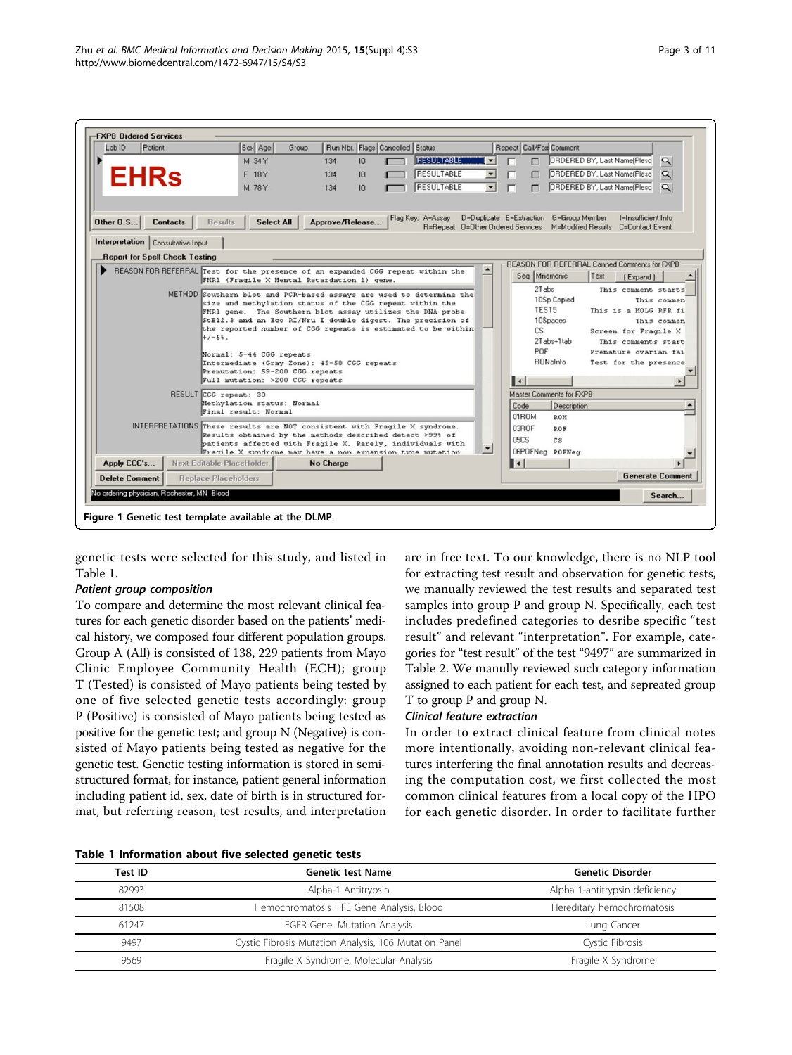Figure 1 Genetic test template available at the DLMP.

genetic tests were selected for this study, and listed in Table 1.

### *Patient group composition*

To compare and determine the most relevant clinical features for each genetic disorder based on the patients' medical history, we composed four different population groups. Group A (All) is consisted of 138, 229 patients from Mayo Clinic Employee Community Health (ECH); group T (Tested) is consisted of Mayo patients being tested by one of five selected genetic tests accordingly; group P (Positive) is consisted of Mayo patients being tested as positive for the genetic test; and group N (Negative) is consisted of Mayo patients being tested as negative for the genetic test. Genetic testing information is stored in semi-structured format, for instance, patient general information including patient id, sex, date of birth is in structured format, but referring reason, test results, and interpretation are in free text. To our knowledge, there is no NLP tool for extracting test result and observation for genetic tests, we manually reviewed the test results and separated test samples into group P and group N. Specifically, each test includes predefined categories to desribe specific "test result" and relevant "interpretation". For example, categories for "test result" of the test "9497" are summarized in Table 2. We manully reviewed such category information assigned to each patient for each test, and sepreated group T to group P and group N.

### *Clinical feature extraction*

In order to extract clinical feature from clinical notes more intentionally, avoiding non-relevant clinical features interfering the final annotation results and decreasing the computation cost, we first collected the most common clinical features from a local copy of the HPO for each genetic disorder. In order to facilitate further

**Table 1 Information about five selected genetic tests**

| Test ID | Genetic test Name | Genetic Disorder |
| --- | --- | --- |
| 82993 | Alpha-1 Antitrypsin | Alpha 1-antitrypsin deficiency |
| 81508 | Hemochromatosis HFE Gene Analysis, Blood | Hereditary hemochromatosis |
| 61247 | EGFR Gene. Mutation Analysis | Lung Cancer |
| 9497 | Cystic Fibrosis Mutation Analysis, 106 Mutation Panel | Cystic Fibrosis |
| 9569 | Fragile X Syndrome, Molecular Analysis | Fragile X Syndrome |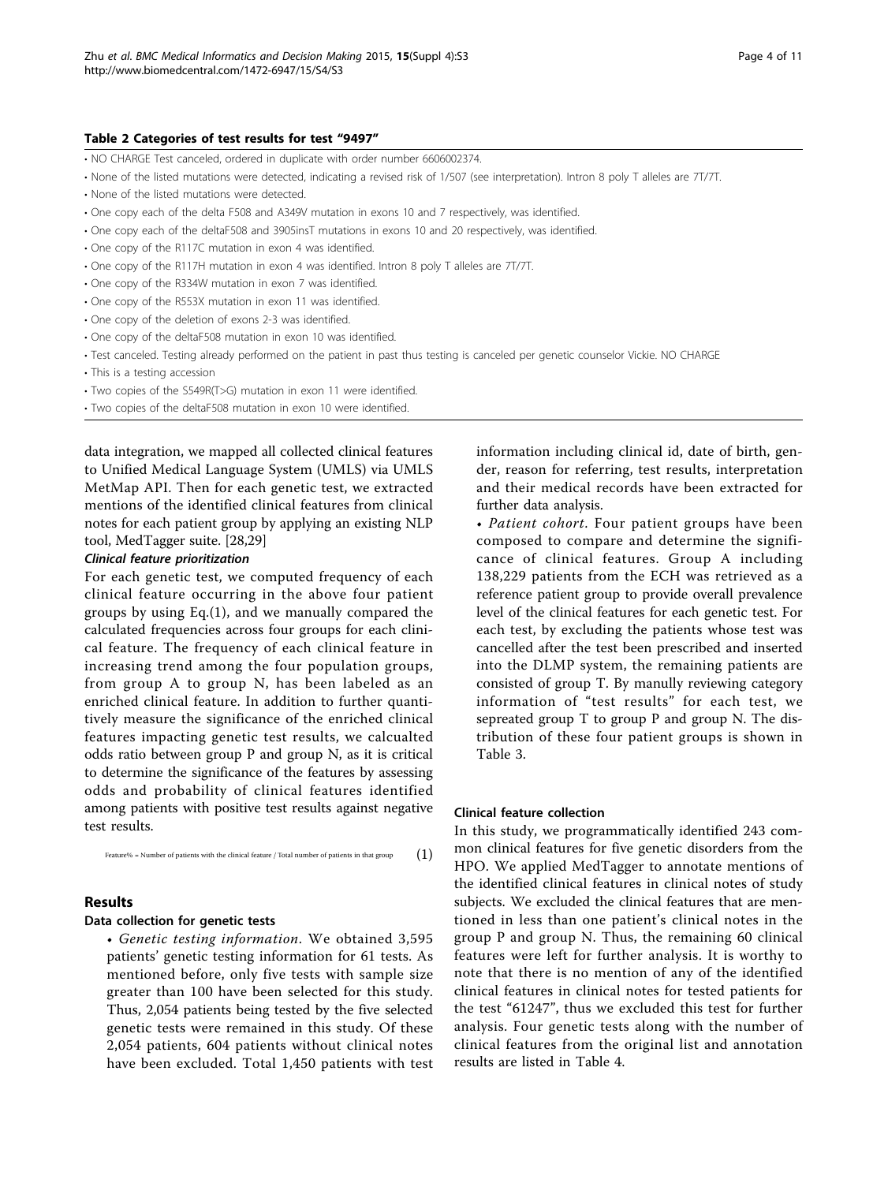**Table 2 Categories of test results for test "9497"**

- NO CHARGE Test canceled, ordered in duplicate with order number 6606002374.
- None of the listed mutations were detected, indicating a revised risk of 1/507 (see interpretation). Intron 8 poly T alleles are 7T/7T.
- None of the listed mutations were detected.
- One copy each of the delta F508 and A349V mutation in exons 10 and 7 respectively, was identified.
- One copy each of the deltaF508 and 3905insT mutations in exons 10 and 20 respectively, was identified.
- One copy of the R117C mutation in exon 4 was identified.
- One copy of the R117H mutation in exon 4 was identified. Intron 8 poly T alleles are 7T/7T.
- One copy of the R334W mutation in exon 7 was identified.
- One copy of the R553X mutation in exon 11 was identified.
- One copy of the deletion of exons 2-3 was identified.
- One copy of the deltaF508 mutation in exon 10 was identified.
- Test canceled. Testing already performed on the patient in past thus testing is canceled per genetic counselor Vickie. NO CHARGE
- This is a testing accession
- Two copies of the S549R(T>G) mutation in exon 11 were identified.
- Two copies of the deltaF508 mutation in exon 10 were identified.

data integration, we mapped all collected clinical features to Unified Medical Language System (UMLS) via UMLS MetMap API. Then for each genetic test, we extracted mentions of the identified clinical features from clinical notes for each patient group by applying an existing NLP tool, MedTagger suite. [28,29]

#### *Clinical feature prioritization*

For each genetic test, we computed frequency of each clinical feature occurring in the above four patient groups by using Eq.(1), and we manually compared the calculated frequencies across four groups for each clinical feature. The frequency of each clinical feature in increasing trend among the four population groups, from group A to group N, has been labeled as an enriched clinical feature. In addition to further quantitively measure the significance of the enriched clinical features impacting genetic test results, we calcualted odds ratio between group P and group N, as it is critical to determine the significance of the features by assessing odds and probability of clinical features identified among patients with positive test results against negative test results.

$$\text{Feature\%} = \text{Number of patients with the clinical feature / Total number of patients in that group} \qquad (1)$$

## Results

### Data collection for genetic tests

- *Genetic testing information*. We obtained 3,595 patients' genetic testing information for 61 tests. As mentioned before, only five tests with sample size greater than 100 have been selected for this study. Thus, 2,054 patients being tested by the five selected genetic tests were remained in this study. Of these 2,054 patients, 604 patients without clinical notes have been excluded. Total 1,450 patients with test information including clinical id, date of birth, gender, reason for referring, test results, interpretation and their medical records have been extracted for further data analysis.
- *Patient cohort*. Four patient groups have been composed to compare and determine the significance of clinical features. Group A including 138,229 patients from the ECH was retrieved as a reference patient group to provide overall prevalence level of the clinical features for each genetic test. For each test, by excluding the patients whose test was cancelled after the test been prescribed and inserted into the DLMP system, the remaining patients are consisted of group T. By manully reviewing category information of "test results" for each test, we sepreated group T to group P and group N. The distribution of these four patient groups is shown in Table 3.

### Clinical feature collection

In this study, we programmatically identified 243 common clinical features for five genetic disorders from the HPO. We applied MedTagger to annotate mentions of the identified clinical features in clinical notes of study subjects. We excluded the clinical features that are mentioned in less than one patient's clinical notes in the group P and group N. Thus, the remaining 60 clinical features were left for further analysis. It is worthy to note that there is no mention of any of the identified clinical features in clinical notes for tested patients for the test "61247", thus we excluded this test for further analysis. Four genetic tests along with the number of clinical features from the original list and annotation results are listed in Table 4.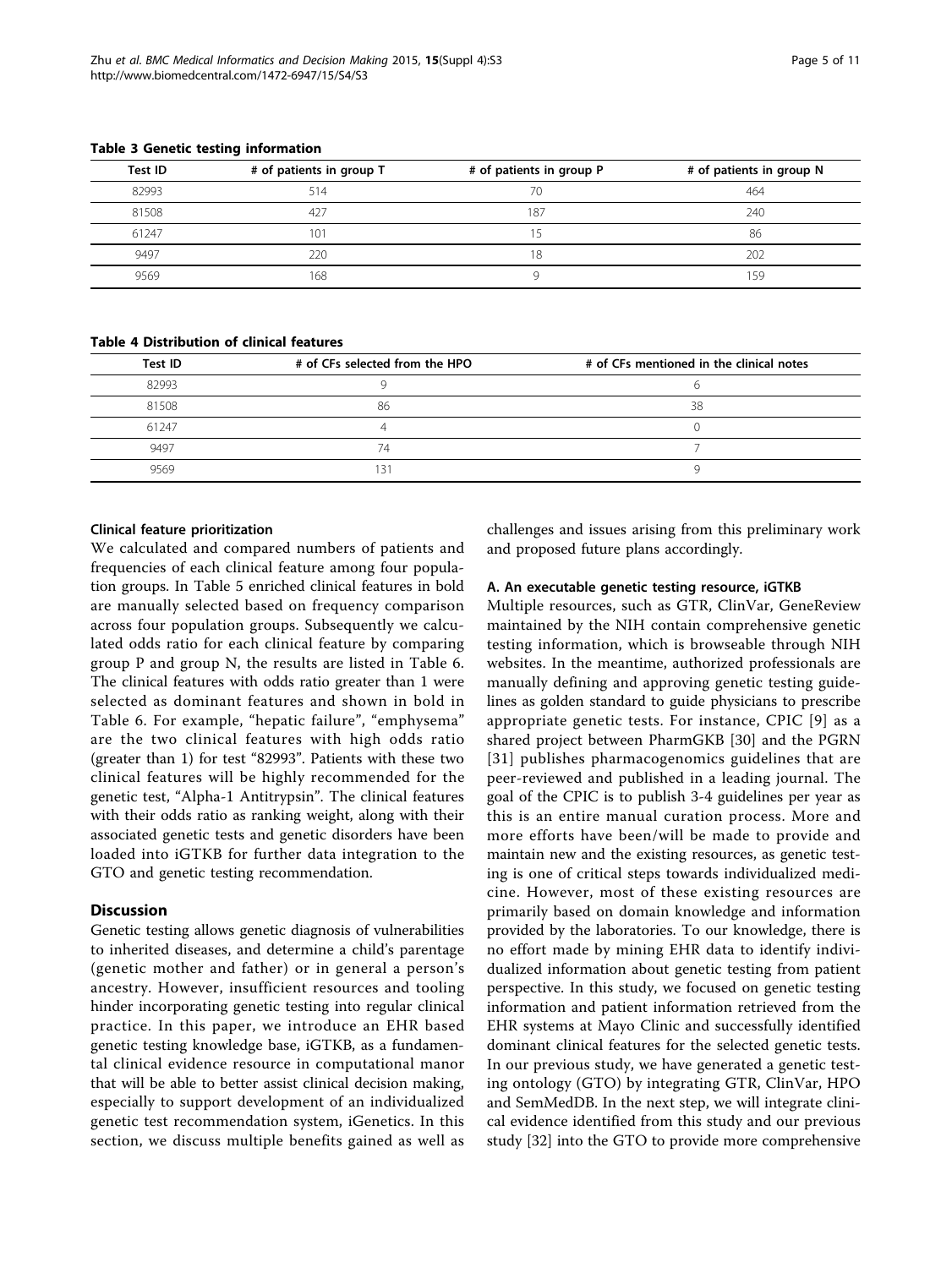**Table 3 Genetic testing information**

| Test ID | # of patients in group T | # of patients in group P | # of patients in group N |
| --- | --- | --- | --- |
| 82993 | 514 | 70 | 464 |
| 81508 | 427 | 187 | 240 |
| 61247 | 101 | 15 | 86 |
| 9497 | 220 | 18 | 202 |
| 9569 | 168 | 9 | 159 |

**Table 4 Distribution of clinical features**

| Test ID | # of CFs selected from the HPO | # of CFs mentioned in the clinical notes |
| --- | --- | --- |
| 82993 | 9 | 6 |
| 81508 | 86 | 38 |
| 61247 | 4 | 0 |
| 9497 | 74 | 7 |
| 9569 | 131 | 9 |

### Clinical feature prioritization

We calculated and compared numbers of patients and frequencies of each clinical feature among four population groups. In Table 5 enriched clinical features in bold are manually selected based on frequency comparison across four population groups. Subsequently we calculated odds ratio for each clinical feature by comparing group P and group N, the results are listed in Table 6. The clinical features with odds ratio greater than 1 were selected as dominant features and shown in bold in Table 6. For example, "hepatic failure", "emphysema" are the two clinical features with high odds ratio (greater than 1) for test "82993". Patients with these two clinical features will be highly recommended for the genetic test, "Alpha-1 Antitrypsin". The clinical features with their odds ratio as ranking weight, along with their associated genetic tests and genetic disorders have been loaded into iGTKB for further data integration to the GTO and genetic testing recommendation.

## Discussion

Genetic testing allows genetic diagnosis of vulnerabilities to inherited diseases, and determine a child's parentage (genetic mother and father) or in general a person's ancestry. However, insufficient resources and tooling hinder incorporating genetic testing into regular clinical practice. In this paper, we introduce an EHR based genetic testing knowledge base, iGTKB, as a fundamental clinical evidence resource in computational manor that will be able to better assist clinical decision making, especially to support development of an individualized genetic test recommendation system, iGenetics. In this section, we discuss multiple benefits gained as well as challenges and issues arising from this preliminary work and proposed future plans accordingly.

### A. An executable genetic testing resource, iGTKB

Multiple resources, such as GTR, ClinVar, GeneReview maintained by the NIH contain comprehensive genetic testing information, which is browseable through NIH websites. In the meantime, authorized professionals are manually defining and approving genetic testing guidelines as golden standard to guide physicians to prescribe appropriate genetic tests. For instance, CPIC [9] as a shared project between PharmGKB [30] and the PGRN [31] publishes pharmacogenomics guidelines that are peer-reviewed and published in a leading journal. The goal of the CPIC is to publish 3-4 guidelines per year as this is an entire manual curation process. More and more efforts have been/will be made to provide and maintain new and the existing resources, as genetic testing is one of critical steps towards individualized medicine. However, most of these existing resources are primarily based on domain knowledge and information provided by the laboratories. To our knowledge, there is no effort made by mining EHR data to identify individualized information about genetic testing from patient perspective. In this study, we focused on genetic testing information and patient information retrieved from the EHR systems at Mayo Clinic and successfully identified dominant clinical features for the selected genetic tests. In our previous study, we have generated a genetic testing ontology (GTO) by integrating GTR, ClinVar, HPO and SemMedDB. In the next step, we will integrate clinical evidence identified from this study and our previous study [32] into the GTO to provide more comprehensive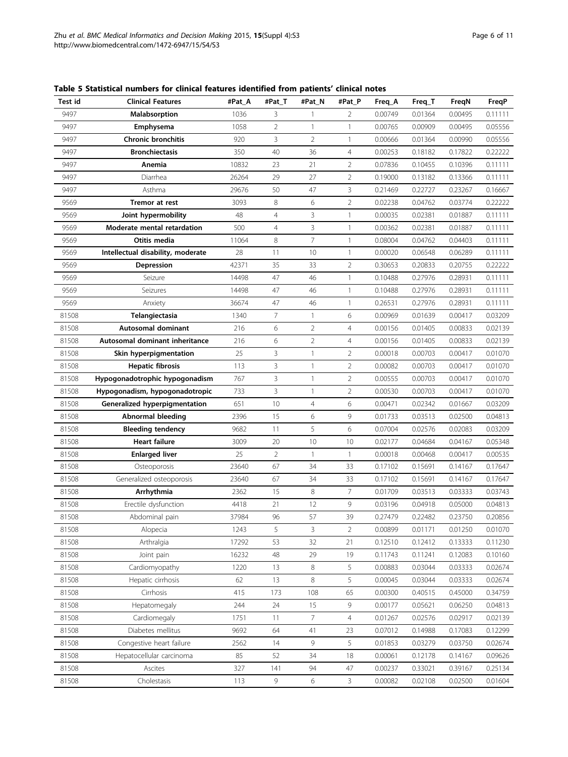**Table 5 Statistical numbers for clinical features identified from patients' clinical notes**

| Test id | Clinical Features | #Pat_A | #Pat_T | #Pat_N | #Pat_P | Freq_A | Freq_T | FreqN | FreqP |
|---|---|---|---|---|---|---|---|---|---|
| 9497 | **Malabsorption** | 1036 | 3 | 1 | 2 | 0.00749 | 0.01364 | 0.00495 | 0.11111 |
| 9497 | **Emphysema** | 1058 | 2 | 1 | 1 | 0.00765 | 0.00909 | 0.00495 | 0.05556 |
| 9497 | **Chronic bronchitis** | 920 | 3 | 2 | 1 | 0.00666 | 0.01364 | 0.00990 | 0.05556 |
| 9497 | **Bronchiectasis** | 350 | 40 | 36 | 4 | 0.00253 | 0.18182 | 0.17822 | 0.22222 |
| 9497 | **Anemia** | 10832 | 23 | 21 | 2 | 0.07836 | 0.10455 | 0.10396 | 0.11111 |
| 9497 | Diarrhea | 26264 | 29 | 27 | 2 | 0.19000 | 0.13182 | 0.13366 | 0.11111 |
| 9497 | Asthma | 29676 | 50 | 47 | 3 | 0.21469 | 0.22727 | 0.23267 | 0.16667 |
| 9569 | **Tremor at rest** | 3093 | 8 | 6 | 2 | 0.02238 | 0.04762 | 0.03774 | 0.22222 |
| 9569 | **Joint hypermobility** | 48 | 4 | 3 | 1 | 0.00035 | 0.02381 | 0.01887 | 0.11111 |
| 9569 | **Moderate mental retardation** | 500 | 4 | 3 | 1 | 0.00362 | 0.02381 | 0.01887 | 0.11111 |
| 9569 | **Otitis media** | 11064 | 8 | 7 | 1 | 0.08004 | 0.04762 | 0.04403 | 0.11111 |
| 9569 | **Intellectual disability, moderate** | 28 | 11 | 10 | 1 | 0.00020 | 0.06548 | 0.06289 | 0.11111 |
| 9569 | **Depression** | 42371 | 35 | 33 | 2 | 0.30653 | 0.20833 | 0.20755 | 0.22222 |
| 9569 | Seizure | 14498 | 47 | 46 | 1 | 0.10488 | 0.27976 | 0.28931 | 0.11111 |
| 9569 | Seizures | 14498 | 47 | 46 | 1 | 0.10488 | 0.27976 | 0.28931 | 0.11111 |
| 9569 | Anxiety | 36674 | 47 | 46 | 1 | 0.26531 | 0.27976 | 0.28931 | 0.11111 |
| 81508 | **Telangiectasia** | 1340 | 7 | 1 | 6 | 0.00969 | 0.01639 | 0.00417 | 0.03209 |
| 81508 | **Autosomal dominant** | 216 | 6 | 2 | 4 | 0.00156 | 0.01405 | 0.00833 | 0.02139 |
| 81508 | **Autosomal dominant inheritance** | 216 | 6 | 2 | 4 | 0.00156 | 0.01405 | 0.00833 | 0.02139 |
| 81508 | **Skin hyperpigmentation** | 25 | 3 | 1 | 2 | 0.00018 | 0.00703 | 0.00417 | 0.01070 |
| 81508 | **Hepatic fibrosis** | 113 | 3 | 1 | 2 | 0.00082 | 0.00703 | 0.00417 | 0.01070 |
| 81508 | **Hypogonadotrophic hypogonadism** | 767 | 3 | 1 | 2 | 0.00555 | 0.00703 | 0.00417 | 0.01070 |
| 81508 | **Hypogonadism, hypogonadotropic** | 733 | 3 | 1 | 2 | 0.00530 | 0.00703 | 0.00417 | 0.01070 |
| 81508 | **Generalized hyperpigmentation** | 651 | 10 | 4 | 6 | 0.00471 | 0.02342 | 0.01667 | 0.03209 |
| 81508 | **Abnormal bleeding** | 2396 | 15 | 6 | 9 | 0.01733 | 0.03513 | 0.02500 | 0.04813 |
| 81508 | **Bleeding tendency** | 9682 | 11 | 5 | 6 | 0.07004 | 0.02576 | 0.02083 | 0.03209 |
| 81508 | **Heart failure** | 3009 | 20 | 10 | 10 | 0.02177 | 0.04684 | 0.04167 | 0.05348 |
| 81508 | **Enlarged liver** | 25 | 2 | 1 | 1 | 0.00018 | 0.00468 | 0.00417 | 0.00535 |
| 81508 | Osteoporosis | 23640 | 67 | 34 | 33 | 0.17102 | 0.15691 | 0.14167 | 0.17647 |
| 81508 | Generalized osteoporosis | 23640 | 67 | 34 | 33 | 0.17102 | 0.15691 | 0.14167 | 0.17647 |
| 81508 | **Arrhythmia** | 2362 | 15 | 8 | 7 | 0.01709 | 0.03513 | 0.03333 | 0.03743 |
| 81508 | Erectile dysfunction | 4418 | 21 | 12 | 9 | 0.03196 | 0.04918 | 0.05000 | 0.04813 |
| 81508 | Abdominal pain | 37984 | 96 | 57 | 39 | 0.27479 | 0.22482 | 0.23750 | 0.20856 |
| 81508 | Alopecia | 1243 | 5 | 3 | 2 | 0.00899 | 0.01171 | 0.01250 | 0.01070 |
| 81508 | Arthralgia | 17292 | 53 | 32 | 21 | 0.12510 | 0.12412 | 0.13333 | 0.11230 |
| 81508 | Joint pain | 16232 | 48 | 29 | 19 | 0.11743 | 0.11241 | 0.12083 | 0.10160 |
| 81508 | Cardiomyopathy | 1220 | 13 | 8 | 5 | 0.00883 | 0.03044 | 0.03333 | 0.02674 |
| 81508 | Hepatic cirrhosis | 62 | 13 | 8 | 5 | 0.00045 | 0.03044 | 0.03333 | 0.02674 |
| 81508 | Cirrhosis | 415 | 173 | 108 | 65 | 0.00300 | 0.40515 | 0.45000 | 0.34759 |
| 81508 | Hepatomegaly | 244 | 24 | 15 | 9 | 0.00177 | 0.05621 | 0.06250 | 0.04813 |
| 81508 | Cardiomegaly | 1751 | 11 | 7 | 4 | 0.01267 | 0.02576 | 0.02917 | 0.02139 |
| 81508 | Diabetes mellitus | 9692 | 64 | 41 | 23 | 0.07012 | 0.14988 | 0.17083 | 0.12299 |
| 81508 | Congestive heart failure | 2562 | 14 | 9 | 5 | 0.01853 | 0.03279 | 0.03750 | 0.02674 |
| 81508 | Hepatocellular carcinoma | 85 | 52 | 34 | 18 | 0.00061 | 0.12178 | 0.14167 | 0.09626 |
| 81508 | Ascites | 327 | 141 | 94 | 47 | 0.00237 | 0.33021 | 0.39167 | 0.25134 |
| 81508 | Cholestasis | 113 | 9 | 6 | 3 | 0.00082 | 0.02108 | 0.02500 | 0.01604 |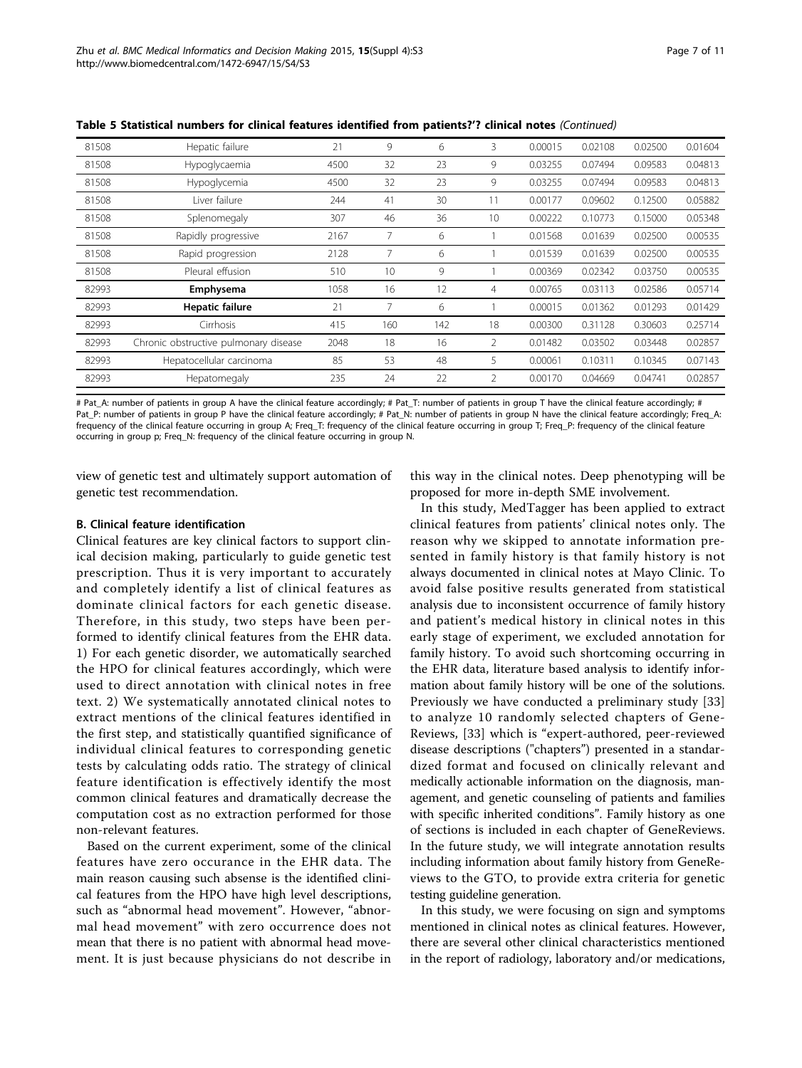**Table 5 Statistical numbers for clinical features identified from patients?'? clinical notes** *(Continued)*

| | | | | | | | | | |
|---|---|---|---|---|---|---|---|---|---|
| 81508 | Hepatic failure | 21 | 9 | 6 | 3 | 0.00015 | 0.02108 | 0.02500 | 0.01604 |
| 81508 | Hypoglycaemia | 4500 | 32 | 23 | 9 | 0.03255 | 0.07494 | 0.09583 | 0.04813 |
| 81508 | Hypoglycemia | 4500 | 32 | 23 | 9 | 0.03255 | 0.07494 | 0.09583 | 0.04813 |
| 81508 | Liver failure | 244 | 41 | 30 | 11 | 0.00177 | 0.09602 | 0.12500 | 0.05882 |
| 81508 | Splenomegaly | 307 | 46 | 36 | 10 | 0.00222 | 0.10773 | 0.15000 | 0.05348 |
| 81508 | Rapidly progressive | 2167 | 7 | 6 | 1 | 0.01568 | 0.01639 | 0.02500 | 0.00535 |
| 81508 | Rapid progression | 2128 | 7 | 6 | 1 | 0.01539 | 0.01639 | 0.02500 | 0.00535 |
| 81508 | Pleural effusion | 510 | 10 | 9 | 1 | 0.00369 | 0.02342 | 0.03750 | 0.00535 |
| 82993 | **Emphysema** | 1058 | 16 | 12 | 4 | 0.00765 | 0.03113 | 0.02586 | 0.05714 |
| 82993 | **Hepatic failure** | 21 | 7 | 6 | 1 | 0.00015 | 0.01362 | 0.01293 | 0.01429 |
| 82993 | Cirrhosis | 415 | 160 | 142 | 18 | 0.00300 | 0.31128 | 0.30603 | 0.25714 |
| 82993 | Chronic obstructive pulmonary disease | 2048 | 18 | 16 | 2 | 0.01482 | 0.03502 | 0.03448 | 0.02857 |
| 82993 | Hepatocellular carcinoma | 85 | 53 | 48 | 5 | 0.00061 | 0.10311 | 0.10345 | 0.07143 |
| 82993 | Hepatomegaly | 235 | 24 | 22 | 2 | 0.00170 | 0.04669 | 0.04741 | 0.02857 |

# Pat_A: number of patients in group A have the clinical feature accordingly; # Pat_T: number of patients in group T have the clinical feature accordingly; # Pat_P: number of patients in group P have the clinical feature accordingly; # Pat_N: number of patients in group N have the clinical feature accordingly; Freq_A: frequency of the clinical feature occurring in group A; Freq_T: frequency of the clinical feature occurring in group T; Freq_P: frequency of the clinical feature occurring in group p; Freq_N: frequency of the clinical feature occurring in group N.

view of genetic test and ultimately support automation of genetic test recommendation.

#### B. Clinical feature identification

Clinical features are key clinical factors to support clinical decision making, particularly to guide genetic test prescription. Thus it is very important to accurately and completely identify a list of clinical features as dominate clinical factors for each genetic disease. Therefore, in this study, two steps have been performed to identify clinical features from the EHR data. 1) For each genetic disorder, we automatically searched the HPO for clinical features accordingly, which were used to direct annotation with clinical notes in free text. 2) We systematically annotated clinical notes to extract mentions of the clinical features identified in the first step, and statistically quantified significance of individual clinical features to corresponding genetic tests by calculating odds ratio. The strategy of clinical feature identification is effectively identify the most common clinical features and dramatically decrease the computation cost as no extraction performed for those non-relevant features.

Based on the current experiment, some of the clinical features have zero occurance in the EHR data. The main reason causing such absense is the identified clinical features from the HPO have high level descriptions, such as "abnormal head movement". However, "abnormal head movement" with zero occurrence does not mean that there is no patient with abnormal head movement. It is just because physicians do not describe in this way in the clinical notes. Deep phenotyping will be proposed for more in-depth SME involvement.

In this study, MedTagger has been applied to extract clinical features from patients' clinical notes only. The reason why we skipped to annotate information presented in family history is that family history is not always documented in clinical notes at Mayo Clinic. To avoid false positive results generated from statistical analysis due to inconsistent occurrence of family history and patient's medical history in clinical notes in this early stage of experiment, we excluded annotation for family history. To avoid such shortcoming occurring in the EHR data, literature based analysis to identify information about family history will be one of the solutions. Previously we have conducted a preliminary study [33] to analyze 10 randomly selected chapters of GeneReviews, [33] which is "expert-authored, peer-reviewed disease descriptions ("chapters") presented in a standardized format and focused on clinically relevant and medically actionable information on the diagnosis, management, and genetic counseling of patients and families with specific inherited conditions". Family history as one of sections is included in each chapter of GeneReviews. In the future study, we will integrate annotation results including information about family history from GeneReviews to the GTO, to provide extra criteria for genetic testing guideline generation.

In this study, we were focusing on sign and symptoms mentioned in clinical notes as clinical features. However, there are several other clinical characteristics mentioned in the report of radiology, laboratory and/or medications,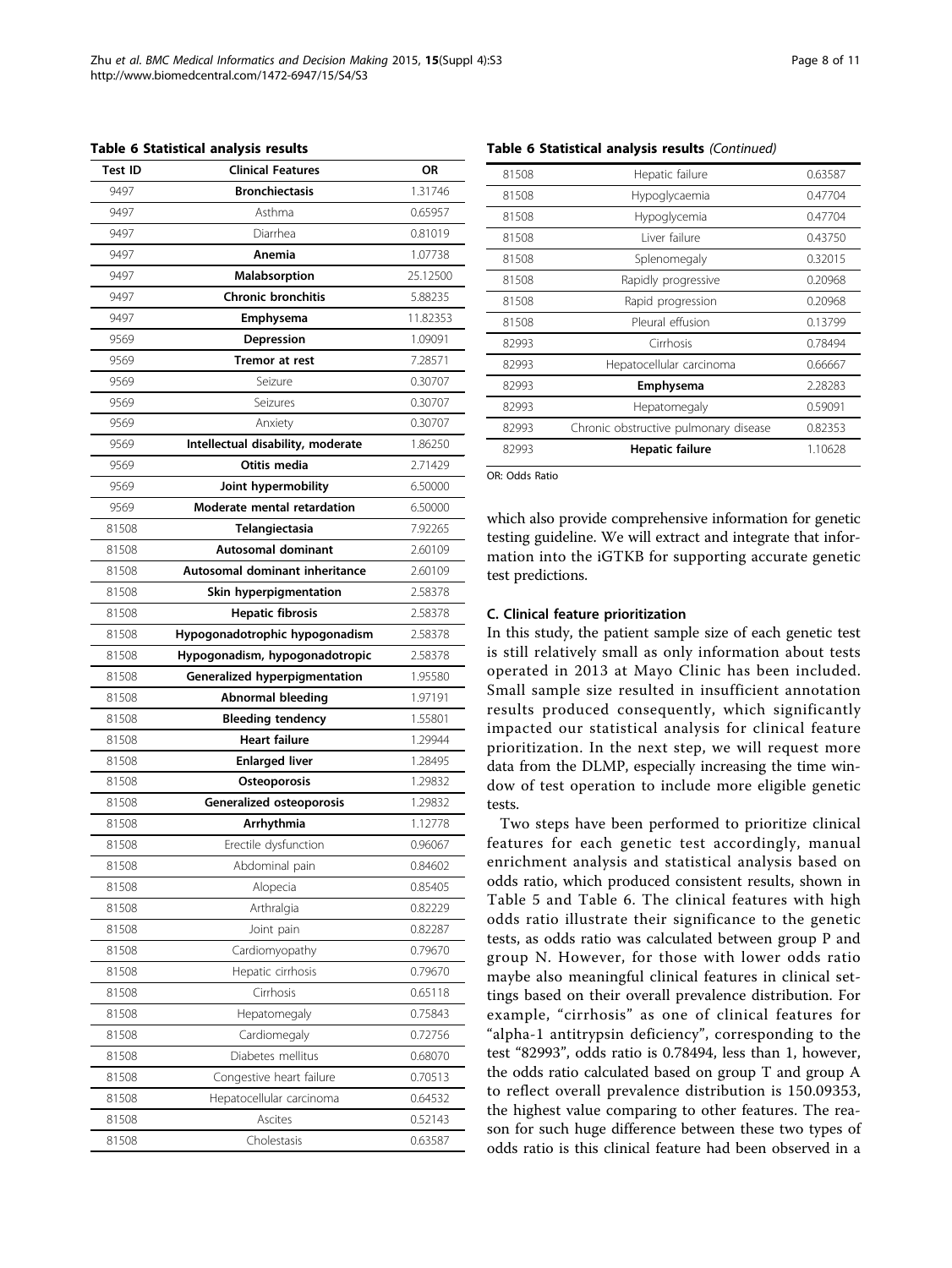**Table 6 Statistical analysis results**

| Test ID | Clinical Features | OR |
|---|---|---|
| 9497 | **Bronchiectasis** | 1.31746 |
| 9497 | Asthma | 0.65957 |
| 9497 | Diarrhea | 0.81019 |
| 9497 | **Anemia** | 1.07738 |
| 9497 | **Malabsorption** | 25.12500 |
| 9497 | **Chronic bronchitis** | 5.88235 |
| 9497 | **Emphysema** | 11.82353 |
| 9569 | **Depression** | 1.09091 |
| 9569 | **Tremor at rest** | 7.28571 |
| 9569 | Seizure | 0.30707 |
| 9569 | Seizures | 0.30707 |
| 9569 | Anxiety | 0.30707 |
| 9569 | **Intellectual disability, moderate** | 1.86250 |
| 9569 | **Otitis media** | 2.71429 |
| 9569 | **Joint hypermobility** | 6.50000 |
| 9569 | **Moderate mental retardation** | 6.50000 |
| 81508 | **Telangiectasia** | 7.92265 |
| 81508 | **Autosomal dominant** | 2.60109 |
| 81508 | **Autosomal dominant inheritance** | 2.60109 |
| 81508 | **Skin hyperpigmentation** | 2.58378 |
| 81508 | **Hepatic fibrosis** | 2.58378 |
| 81508 | **Hypogonadotrophic hypogonadism** | 2.58378 |
| 81508 | **Hypogonadism, hypogonadotropic** | 2.58378 |
| 81508 | **Generalized hyperpigmentation** | 1.95580 |
| 81508 | **Abnormal bleeding** | 1.97191 |
| 81508 | **Bleeding tendency** | 1.55801 |
| 81508 | **Heart failure** | 1.29944 |
| 81508 | **Enlarged liver** | 1.28495 |
| 81508 | **Osteoporosis** | 1.29832 |
| 81508 | **Generalized osteoporosis** | 1.29832 |
| 81508 | **Arrhythmia** | 1.12778 |
| 81508 | Erectile dysfunction | 0.96067 |
| 81508 | Abdominal pain | 0.84602 |
| 81508 | Alopecia | 0.85405 |
| 81508 | Arthralgia | 0.82229 |
| 81508 | Joint pain | 0.82287 |
| 81508 | Cardiomyopathy | 0.79670 |
| 81508 | Hepatic cirrhosis | 0.79670 |
| 81508 | Cirrhosis | 0.65118 |
| 81508 | Hepatomegaly | 0.75843 |
| 81508 | Cardiomegaly | 0.72756 |
| 81508 | Diabetes mellitus | 0.68070 |
| 81508 | Congestive heart failure | 0.70513 |
| 81508 | Hepatocellular carcinoma | 0.64532 |
| 81508 | Ascites | 0.52143 |
| 81508 | Cholestasis | 0.63587 |
| 81508 | Hepatic failure | 0.63587 |
| 81508 | Hypoglycaemia | 0.47704 |
| 81508 | Hypoglycemia | 0.47704 |
| 81508 | Liver failure | 0.43750 |
| 81508 | Splenomegaly | 0.32015 |
| 81508 | Rapidly progressive | 0.20968 |
| 81508 | Rapid progression | 0.20968 |
| 81508 | Pleural effusion | 0.13799 |
| 82993 | Cirrhosis | 0.78494 |
| 82993 | Hepatocellular carcinoma | 0.66667 |
| 82993 | **Emphysema** | 2.28283 |
| 82993 | Hepatomegaly | 0.59091 |
| 82993 | Chronic obstructive pulmonary disease | 0.82353 |
| 82993 | **Hepatic failure** | 1.10628 |

OR: Odds Ratio

which also provide comprehensive information for genetic testing guideline. We will extract and integrate that information into the iGTKB for supporting accurate genetic test predictions.

### C. Clinical feature prioritization

In this study, the patient sample size of each genetic test is still relatively small as only information about tests operated in 2013 at Mayo Clinic has been included. Small sample size resulted in insufficient annotation results produced consequently, which significantly impacted our statistical analysis for clinical feature prioritization. In the next step, we will request more data from the DLMP, especially increasing the time window of test operation to include more eligible genetic tests.

Two steps have been performed to prioritize clinical features for each genetic test accordingly, manual enrichment analysis and statistical analysis based on odds ratio, which produced consistent results, shown in Table 5 and Table 6. The clinical features with high odds ratio illustrate their significance to the genetic tests, as odds ratio was calculated between group P and group N. However, for those with lower odds ratio maybe also meaningful clinical features in clinical settings based on their overall prevalence distribution. For example, "cirrhosis" as one of clinical features for "alpha-1 antitrypsin deficiency", corresponding to the test "82993", odds ratio is 0.78494, less than 1, however, the odds ratio calculated based on group T and group A to reflect overall prevalence distribution is 150.09353, the highest value comparing to other features. The reason for such huge difference between these two types of odds ratio is this clinical feature had been observed in a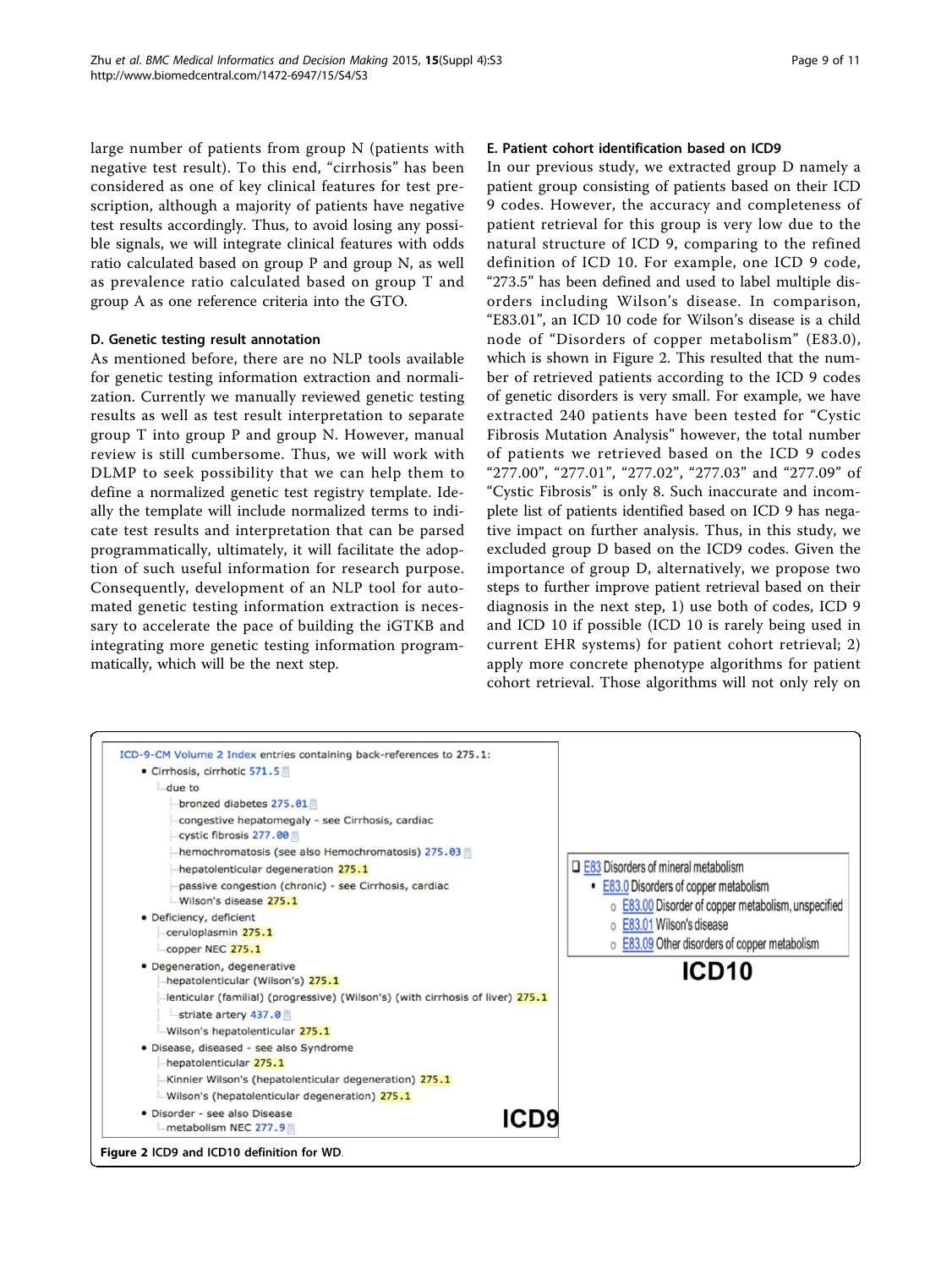large number of patients from group N (patients with negative test result). To this end, "cirrhosis" has been considered as one of key clinical features for test prescription, although a majority of patients have negative test results accordingly. Thus, to avoid losing any possible signals, we will integrate clinical features with odds ratio calculated based on group P and group N, as well as prevalence ratio calculated based on group T and group A as one reference criteria into the GTO.

### D. Genetic testing result annotation

As mentioned before, there are no NLP tools available for genetic testing information extraction and normalization. Currently we manually reviewed genetic testing results as well as test result interpretation to separate group T into group P and group N. However, manual review is still cumbersome. Thus, we will work with DLMP to seek possibility that we can help them to define a normalized genetic test registry template. Ideally the template will include normalized terms to indicate test results and interpretation that can be parsed programmatically, ultimately, it will facilitate the adoption of such useful information for research purpose. Consequently, development of an NLP tool for automated genetic testing information extraction is necessary to accelerate the pace of building the iGTKB and integrating more genetic testing information programmatically, which will be the next step.

### E. Patient cohort identification based on ICD9

In our previous study, we extracted group D namely a patient group consisting of patients based on their ICD 9 codes. However, the accuracy and completeness of patient retrieval for this group is very low due to the natural structure of ICD 9, comparing to the refined definition of ICD 10. For example, one ICD 9 code, "273.5" has been defined and used to label multiple disorders including Wilson's disease. In comparison, "E83.01", an ICD 10 code for Wilson's disease is a child node of "Disorders of copper metabolism" (E83.0), which is shown in Figure 2. This resulted that the number of retrieved patients according to the ICD 9 codes of genetic disorders is very small. For example, we have extracted 240 patients have been tested for "Cystic Fibrosis Mutation Analysis" however, the total number of patients we retrieved based on the ICD 9 codes "277.00", "277.01", "277.02", "277.03" and "277.09" of "Cystic Fibrosis" is only 8. Such inaccurate and incomplete list of patients identified based on ICD 9 has negative impact on further analysis. Thus, in this study, we excluded group D based on the ICD9 codes. Given the importance of group D, alternatively, we propose two steps to further improve patient retrieval based on their diagnosis in the next step, 1) use both of codes, ICD 9 and ICD 10 if possible (ICD 10 is rarely being used in current EHR systems) for patient cohort retrieval; 2) apply more concrete phenotype algorithms for patient cohort retrieval. Those algorithms will not only rely on

ICD-9-CM Volume 2 Index entries containing back-references to 275.1:

- Cirrhosis, cirrhotic 571.5
  - due to
    - bronzed diabetes 275.01
    - congestive hepatomegaly - see Cirrhosis, cardiac
    - cystic fibrosis 277.00
    - hemochromatosis (see also Hemochromatosis) 275.03
    - hepatolenticular degeneration 275.1
    - passive congestion (chronic) - see Cirrhosis, cardiac
    - Wilson's disease 275.1
- Deficiency, deficient
  - ceruloplasmin 275.1
  - copper NEC 275.1
- Degeneration, degenerative
  - hepatolenticular (Wilson's) 275.1
  - lenticular (familial) (progressive) (Wilson's) (with cirrhosis of liver) 275.1
    - striate artery 437.0
  - Wilson's hepatolenticular 275.1
- Disease, diseased - see also Syndrome
  - hepatolenticular 275.1
  - Kinnier Wilson's (hepatolenticular degeneration) 275.1
  - Wilson's (hepatolenticular degeneration) 275.1
- Disorder - see also Disease
  - metabolism NEC 277.9

ICD9

- E83 Disorders of mineral metabolism
  - E83.0 Disorders of copper metabolism
    - E83.00 Disorder of copper metabolism, unspecified
    - E83.01 Wilson's disease
    - E83.09 Other disorders of copper metabolism

ICD10

**Figure 2** ICD9 and ICD10 definition for WD.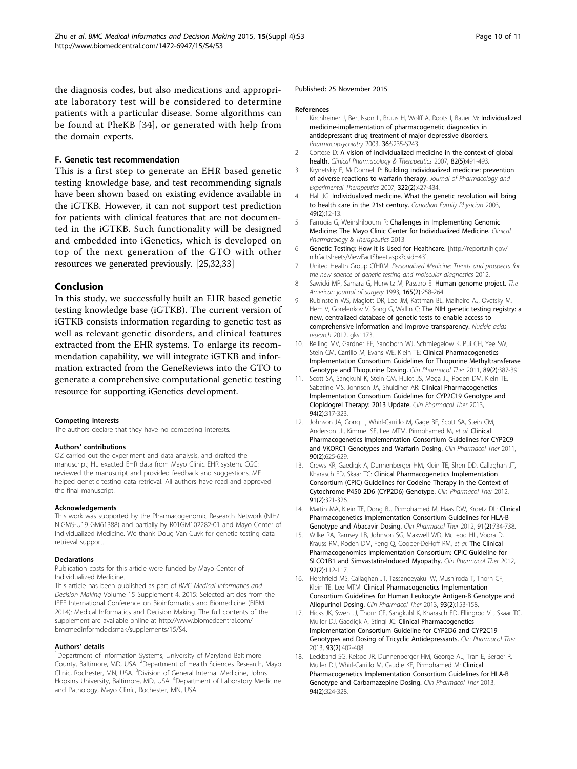the diagnosis codes, but also medications and appropriate laboratory test will be considered to determine patients with a particular disease. Some algorithms can be found at PheKB [34], or generated with help from the domain experts.

### F. Genetic test recommendation

This is a first step to generate an EHR based genetic testing knowledge base, and test recommending signals have been shown based on existing evidence available in the iGTKB. However, it can not support test prediction for patients with clinical features that are not documented in the iGTKB. Such functionality will be designed and embedded into iGenetics, which is developed on top of the next generation of the GTO with other resources we generated previously. [25,32,33]

## Conclusion

In this study, we successfully built an EHR based genetic testing knowledge base (iGTKB). The current version of iGTKB consists information regarding to genetic test as well as relevant genetic disorders, and clinical features extracted from the EHR systems. To enlarge its recommendation capability, we will integrate iGTKB and information extracted from the GeneReviews into the GTO to generate a comprehensive computational genetic testing resource for supporting iGenetics development.

#### Competing interests

The authors declare that they have no competing interests.

#### Authors' contributions

QZ carried out the experiment and data analysis, and drafted the manuscript; HL exacted EHR data from Mayo Clinic EHR system. CGC: reviewed the manuscript and provided feedback and suggestions. MF helped genetic testing data retrieval. All authors have read and approved the final manuscript.

#### Acknowledgements

This work was supported by the Pharmacogenomic Research Network (NIH/NIGMS-U19 GM61388) and partially by R01GM102282-01 and Mayo Center of Individualized Medicine. We thank Doug Van Cuyk for genetic testing data retrieval support.

#### Declarations

Publication costs for this article were funded by Mayo Center of Individualized Medicine.

This article has been published as part of *BMC Medical Informatics and Decision Making* Volume 15 Supplement 4, 2015: Selected articles from the IEEE International Conference on Bioinformatics and Biomedicine (BIBM 2014): Medical Informatics and Decision Making. The full contents of the supplement are available online at http://www.biomedcentral.com/bmcmedinformdecismak/supplements/15/S4.

#### Authors' details

[1]Department of Information Systems, University of Maryland Baltimore County, Baltimore, MD, USA. [2]Department of Health Sciences Research, Mayo Clinic, Rochester, MN, USA. [3]Division of General Internal Medicine, Johns Hopkins University, Baltimore, MD, USA. [4]Department of Laboratory Medicine and Pathology, Mayo Clinic, Rochester, MN, USA.

Published: 25 November 2015

#### References

1. Kirchheiner J, Bertilsson L, Bruus H, Wolff A, Roots I, Bauer M: **Individualized medicine-implementation of pharmacogenetic diagnostics in antidepressant drug treatment of major depressive disorders.** *Pharmacopsychiatry* 2003, **36**:S235-S243.
2. Cortese D: **A vision of individualized medicine in the context of global health.** *Clinical Pharmacology & Therapeutics* 2007, **82(5)**:491-493.
3. Krynetskiy E, McDonnell P: **Building individualized medicine: prevention of adverse reactions to warfarin therapy.** *Journal of Pharmacology and Experimental Therapeutics* 2007, **322(2)**:427-434.
4. Hall JG: **Individualized medicine. What the genetic revolution will bring to health care in the 21st century.** *Canadian Family Physician* 2003, **49(2)**:12-13.
5. Farrugia G, Weinshilboum R: **Challenges in Implementing Genomic Medicine: The Mayo Clinic Center for Individualized Medicine.** *Clinical Pharmacology & Therapeutics* 2013.
6. **Genetic Testing: How it is Used for Healthcare.** [http://report.nih.gov/nihfactsheets/ViewFactSheet.aspx?csid=43].
7. United Health Group CfHRM: *Personalized Medicine: Trends and prospects for the new science of genetic testing and molecular diagnostics* 2012.
8. Sawicki MP, Samara G, Hurwitz M, Passaro E: **Human genome project.** *The American journal of surgery* 1993, **165(2)**:258-264.
9. Rubinstein WS, Maglott DR, Lee JM, Kattman BL, Malheiro AJ, Ovetsky M, Hem V, Gorelenkov V, Song G, Wallin C: **The NIH genetic testing registry: a new, centralized database of genetic tests to enable access to comprehensive information and improve transparency.** *Nucleic acids research* 2012, gks1173.
10. Relling MV, Gardner EE, Sandborn WJ, Schmiegelow K, Pui CH, Yee SW, Stein CM, Carrillo M, Evans WE, Klein TE: **Clinical Pharmacogenetics Implementation Consortium Guidelines for Thiopurine Methyltransferase Genotype and Thiopurine Dosing.** *Clin Pharmacol Ther* 2011, **89(2)**:387-391.
11. Scott SA, Sangkuhl K, Stein CM, Hulot JS, Mega JL, Roden DM, Klein TE, Sabatine MS, Johnson JA, Shuldiner AR: **Clinical Pharmacogenetics Implementation Consortium Guidelines for CYP2C19 Genotype and Clopidogrel Therapy: 2013 Update.** *Clin Pharmacol Ther* 2013, **94(2)**:317-323.
12. Johnson JA, Gong L, Whirl-Carrillo M, Gage BF, Scott SA, Stein CM, Anderson JL, Kimmel SE, Lee MTM, Pirmohamed M, *et al*: **Clinical Pharmacogenetics Implementation Consortium Guidelines for CYP2C9 and VKORC1 Genotypes and Warfarin Dosing.** *Clin Pharmacol Ther* 2011, **90(2)**:625-629.
13. Crews KR, Gaedigk A, Dunnenberger HM, Klein TE, Shen DD, Callaghan JT, Kharasch ED, Skaar TC: **Clinical Pharmacogenetics Implementation Consortium (CPIC) Guidelines for Codeine Therapy in the Context of Cytochrome P450 2D6 (CYP2D6) Genotype.** *Clin Pharmacol Ther* 2012, **91(2)**:321-326.
14. Martin MA, Klein TE, Dong BJ, Pirmohamed M, Haas DW, Kroetz DL: **Clinical Pharmacogenetics Implementation Consortium Guidelines for HLA-B Genotype and Abacavir Dosing.** *Clin Pharmacol Ther* 2012, **91(2)**:734-738.
15. Wilke RA, Ramsey LB, Johnson SG, Maxwell WD, McLeod HL, Voora D, Krauss RM, Roden DM, Feng Q, Cooper-DeHoff RM, *et al*: **The Clinical Pharmacogenomics Implementation Consortium: CPIC Guideline for SLCO1B1 and Simvastatin-Induced Myopathy.** *Clin Pharmacol Ther* 2012, **92(2)**:112-117.
16. Hershfield MS, Callaghan JT, Tassaneeyakul W, Mushiroda T, Thorn CF, Klein TE, Lee MTM: **Clinical Pharmacogenetics Implementation Consortium Guidelines for Human Leukocyte Antigen-B Genotype and Allopurinol Dosing.** *Clin Pharmacol Ther* 2013, **93(2)**:153-158.
17. Hicks JK, Swen JJ, Thorn CF, Sangkuhl K, Kharasch ED, Ellingrod VL, Skaar TC, Muller DJ, Gaedigk A, Stingl JC: **Clinical Pharmacogenetics Implementation Consortium Guideline for CYP2D6 and CYP2C19 Genotypes and Dosing of Tricyclic Antidepressants.** *Clin Pharmacol Ther* 2013, **93(2)**:402-408.
18. Leckband SG, Kelsoe JR, Dunnenberger HM, George AL, Tran E, Berger R, Muller DJ, Whirl-Carrillo M, Caudle KE, Pirmohamed M: **Clinical Pharmacogenetics Implementation Consortium Guidelines for HLA-B Genotype and Carbamazepine Dosing.** *Clin Pharmacol Ther* 2013, **94(2)**:324-328.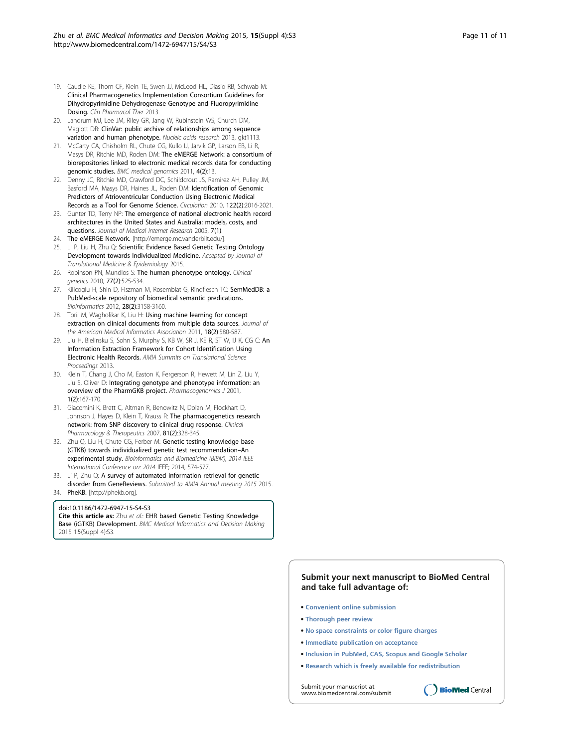19. Caudle KE, Thorn CF, Klein TE, Swen JJ, McLeod HL, Diasio RB, Schwab M: **Clinical Pharmacogenetics Implementation Consortium Guidelines for Dihydropyrimidine Dehydrogenase Genotype and Fluoropyrimidine Dosing.** *Clin Pharmacol Ther* 2013.
20. Landrum MJ, Lee JM, Riley GR, Jang W, Rubinstein WS, Church DM, Maglott DR: **ClinVar: public archive of relationships among sequence variation and human phenotype.** *Nucleic acids research* 2013, gkt1113.
21. McCarty CA, Chisholm RL, Chute CG, Kullo IJ, Jarvik GP, Larson EB, Li R, Masys DR, Ritchie MD, Roden DM: **The eMERGE Network: a consortium of biorepositories linked to electronic medical records data for conducting genomic studies.** *BMC medical genomics* 2011, **4(2)**:13.
22. Denny JC, Ritchie MD, Crawford DC, Schildcrout JS, Ramirez AH, Pulley JM, Basford MA, Masys DR, Haines JL, Roden DM: **Identification of Genomic Predictors of Atrioventricular Conduction Using Electronic Medical Records as a Tool for Genome Science.** *Circulation* 2010, **122(2)**:2016-2021.
23. Gunter TD, Terry NP: **The emergence of national electronic health record architectures in the United States and Australia: models, costs, and questions.** *Journal of Medical Internet Research* 2005, **7(1)**.
24. **The eMERGE Network.** [http://emerge.mc.vanderbilt.edu/].
25. Li P, Liu H, Zhu Q: **Scientific Evidence Based Genetic Testing Ontology Development towards Individualized Medicine.** *Accepted by Journal of Translational Medicine & Epidemiology* 2015.
26. Robinson PN, Mundlos S: **The human phenotype ontology.** *Clinical genetics* 2010, **77(2)**:525-534.
27. Kilicoglu H, Shin D, Fiszman M, Rosemblat G, Rindflesch TC: **SemMedDB: a PubMed-scale repository of biomedical semantic predications.** *Bioinformatics* 2012, **28(2)**:3158-3160.
28. Torii M, Wagholikar K, Liu H: **Using machine learning for concept extraction on clinical documents from multiple data sources.** *Journal of the American Medical Informatics Association* 2011, **18(2)**:580-587.
29. Liu H, Bielinsku S, Sohn S, Murphy S, KB W, SR J, KE R, ST W, IJ K, CG C: **An Information Extraction Framework for Cohort Identification Using Electronic Health Records.** *AMIA Summits on Translational Science Proceedings* 2013.
30. Klein T, Chang J, Cho M, Easton K, Fergerson R, Hewett M, Lin Z, Liu Y, Liu S, Oliver D: **Integrating genotype and phenotype information: an overview of the PharmGKB project.** *Pharmacogenomics J* 2001, **1(2)**:167-170.
31. Giacomini K, Brett C, Altman R, Benowitz N, Dolan M, Flockhart D, Johnson J, Hayes D, Klein T, Krauss R: **The pharmacogenetics research network: from SNP discovery to clinical drug response.** *Clinical Pharmacology & Therapeutics* 2007, **81(2)**:328-345.
32. Zhu Q, Liu H, Chute CG, Ferber M: **Genetic testing knowledge base (GTKB) towards individualized genetic test recommendation–An experimental study.** *Bioinformatics and Biomedicine (BIBM), 2014 IEEE International Conference on: 2014* IEEE; 2014, 574-577.
33. Li P, Zhu Q: **A survey of automated information retrieval for genetic disorder from GeneReviews.** *Submitted to AMIA Annual meeting 2015* 2015.
34. **PheKB.** [http://phekb.org].

doi:10.1186/1472-6947-15-S4-S3
**Cite this article as:** Zhu *et al.*: EHR based Genetic Testing Knowledge Base (iGTKB) Development. *BMC Medical Informatics and Decision Making* 2015 **15**(Suppl 4):S3.

**Submit your next manuscript to BioMed Central and take full advantage of:**

- Convenient online submission
- Thorough peer review
- No space constraints or color figure charges
- Immediate publication on acceptance
- Inclusion in PubMed, CAS, Scopus and Google Scholar
- Research which is freely available for redistribution

Submit your manuscript at
www.biomedcentral.com/submit

BioMed Central